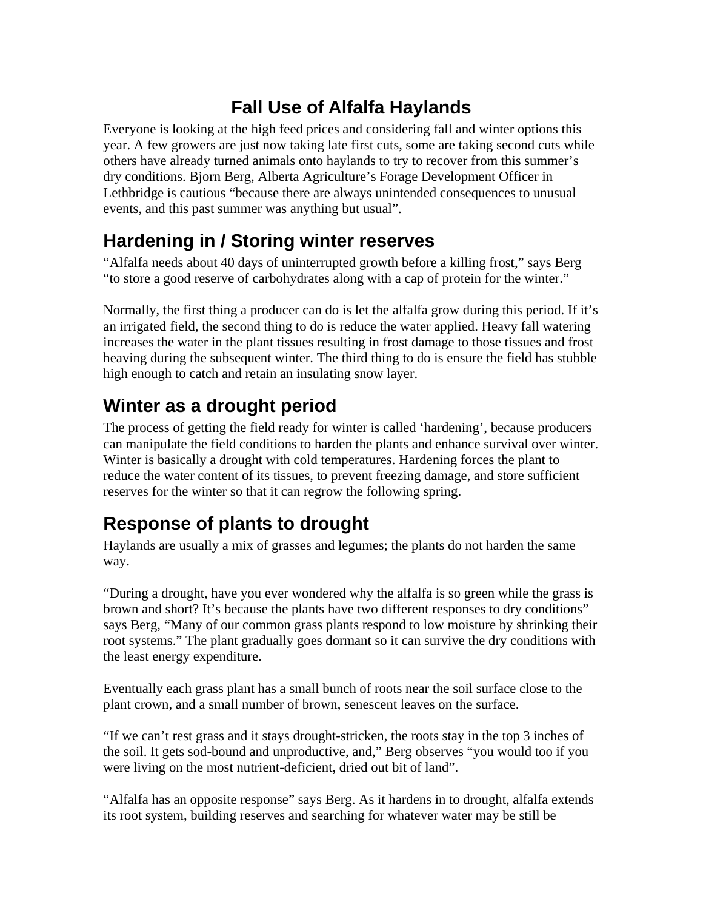# Fall Use of Alfalfa Haylands

Everyone is looking at the high feed prices and considering fall and winter options this year. A few growers are just now taking late first cuts, some are taking second cuts while others have already turned animals onto haylands to try to recover from this summer's dry conditions. Bjorn Berg, Alberta Agriculture's Forage Development Officer in Lethbridge is cautious "because there are always unintended consequences to unusual events, and this past summer was anything but usual".

## Hardening in / Storing winter reserves

"Alfalfa needs about 40 days of uninterrupted growth before a killing frost," says Berg "to store a good reserve of carbohydrates along with a cap of protein for the winter."

Normally, the first thing a producer can do is let the alfalfa grow during this period. If it's an irrigated field, the second thing to do is reduce the water applied. Heavy fall watering increases the water in the plant tissues resulting in frost damage to those tissues and frost heaving during the subsequent winter. The third thing to do is ensure the field has stubble high enough to catch and retain an insulating snow layer.

## Winter as a drought period

The process of getting the field ready for winter is called 'hardening', because producers can manipulate the field conditions to harden the plants and enhance survival over winter. Winter is basically a drought with cold temperatures. Hardening forces the plant to reduce the water content of its tissues, to prevent freezing damage, and store sufficient reserves for the winter so that it can regrow the following spring.

## Response of plants to drought

Haylands are usually a mix of grasses and legumes; the plants do not harden the same way.

"During a drought, have you ever wondered why the alfalfa is so green while the grass is brown and short? It's because the plants have two different responses to dry conditions" says Berg, "Many of our common grass plants respond to low moisture by shrinking their root systems." The plant gradually goes dormant so it can survive the dry conditions with the least energy expenditure.

Eventually each grass plant has a small bunch of roots near the soil surface close to the plant crown, and a small number of brown, senescent leaves on the surface.

"If we can't rest grass and it stays drought-stricken, the roots stay in the top 3 inches of the soil. It gets sod-bound and unproductive, and," Berg observes "you would too if you were living on the most nutrient-deficient, dried out bit of land".

"Alfalfa has an opposite response" says Berg. As it hardens in to drought, alfalfa extends its root system, building reserves and searching for whatever water may be still be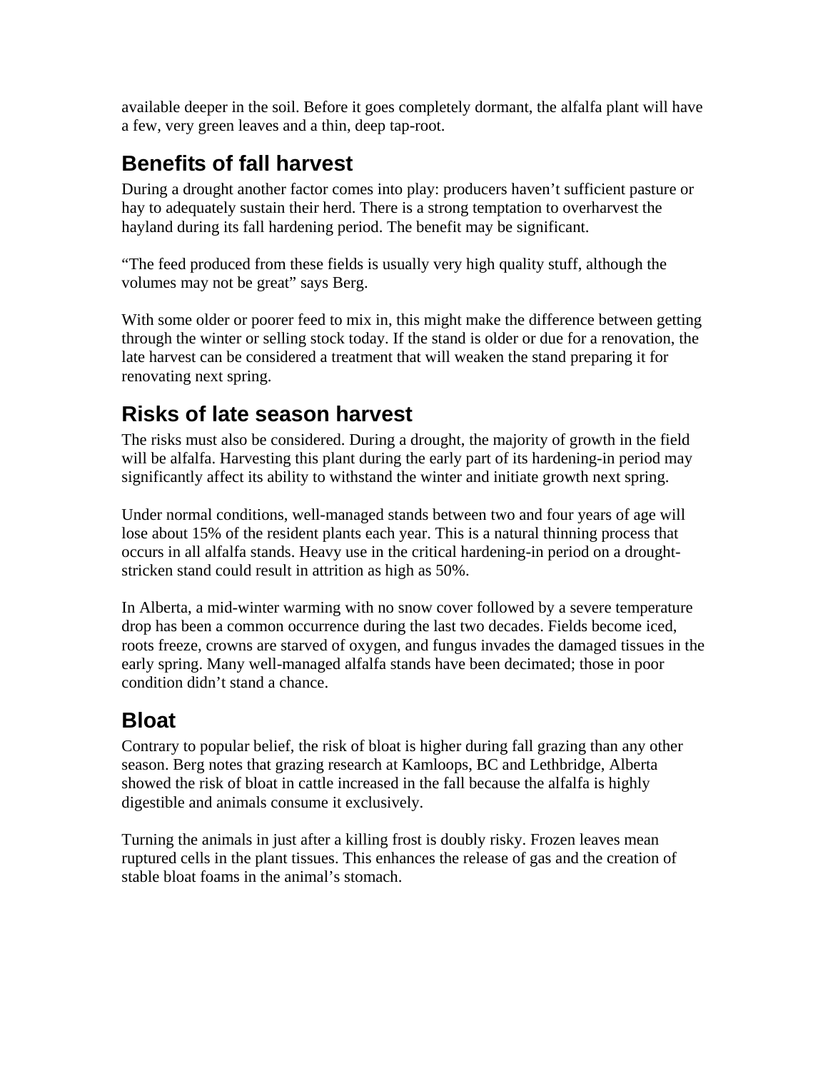available deeper in the soil. Before it goes completely dormant, the alfalfa plant will have a few, very green leaves and a thin, deep tap-root.

## Benefits of fall harvest

During a drought another factor comes into play: producers haven't sufficient pasture or hay to adequately sustain their herd. There is a strong temptation to overharvest the hayland during its fall hardening period. The benefit may be significant.

"The feed produced from these fields is usually very high quality stuff, although the volumes may not be great" says Berg.

With some older or poorer feed to mix in, this might make the difference between getting through the winter or selling stock today. If the stand is older or due for a renovation, the late harvest can be considered a treatment that will weaken the stand preparing it for renovating next spring.

## Risks of late season harvest

The risks must also be considered. During a drought, the majority of growth in the field will be alfalfa. Harvesting this plant during the early part of its hardening-in period may significantly affect its ability to withstand the winter and initiate growth next spring.

Under normal conditions, well-managed stands between two and four years of age will lose about 15% of the resident plants each year. This is a natural thinning process that occurs in all alfalfa stands. Heavy use in the critical hardening-in period on a drought-stricken stand could result in attrition as high as 50%.

In Alberta, a mid-winter warming with no snow cover followed by a severe temperature drop has been a common occurrence during the last two decades. Fields become iced, roots freeze, crowns are starved of oxygen, and fungus invades the damaged tissues in the early spring. Many well-managed alfalfa stands have been decimated; those in poor condition didn't stand a chance.

## Bloat

Contrary to popular belief, the risk of bloat is higher during fall grazing than any other season. Berg notes that grazing research at Kamloops, BC and Lethbridge, Alberta showed the risk of bloat in cattle increased in the fall because the alfalfa is highly digestible and animals consume it exclusively.

Turning the animals in just after a killing frost is doubly risky. Frozen leaves mean ruptured cells in the plant tissues. This enhances the release of gas and the creation of stable bloat foams in the animal's stomach.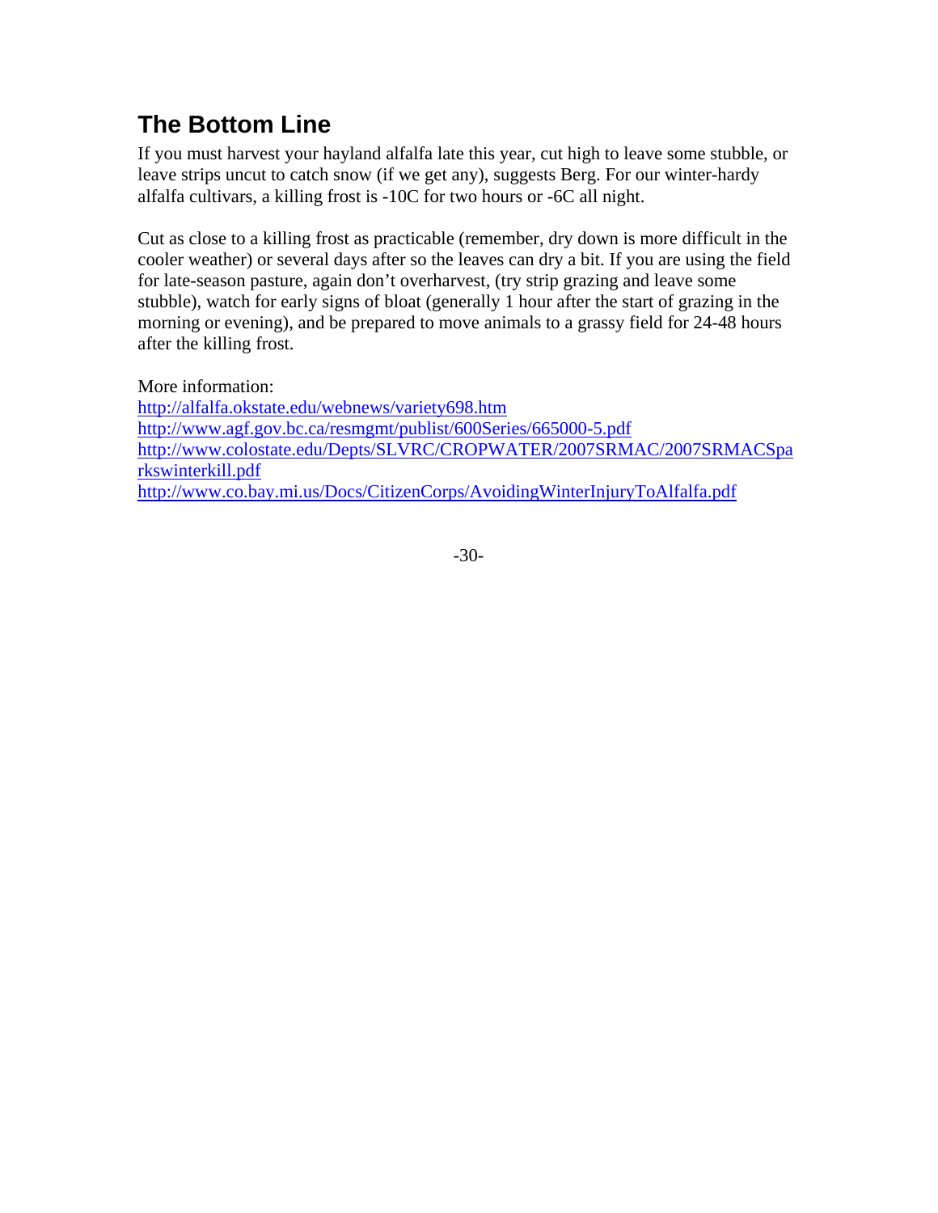## The Bottom Line

If you must harvest your hayland alfalfa late this year, cut high to leave some stubble, or leave strips uncut to catch snow (if we get any), suggests Berg. For our winter-hardy alfalfa cultivars, a killing frost is -10C for two hours or -6C all night.

Cut as close to a killing frost as practicable (remember, dry down is more difficult in the cooler weather) or several days after so the leaves can dry a bit. If you are using the field for late-season pasture, again don't overharvest, (try strip grazing and leave some stubble), watch for early signs of bloat (generally 1 hour after the start of grazing in the morning or evening), and be prepared to move animals to a grassy field for 24-48 hours after the killing frost.

More information:
http://alfalfa.okstate.edu/webnews/variety698.htm
http://www.agf.gov.bc.ca/resmgmt/publist/600Series/665000-5.pdf
http://www.colostate.edu/Depts/SLVRC/CROPWATER/2007SRMAC/2007SRMACSparkswinterkill.pdf
http://www.co.bay.mi.us/Docs/CitizenCorps/AvoidingWinterInjuryToAlfalfa.pdf

-30-